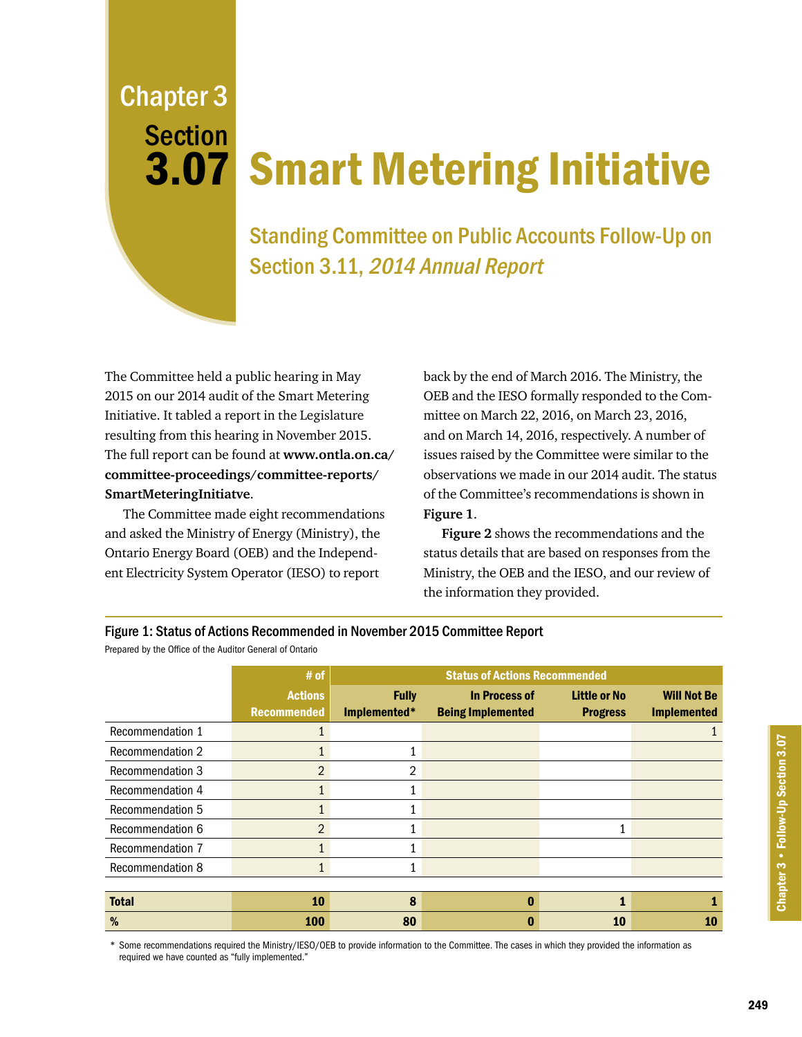Chapter 3
Section

# 3.07 Smart Metering Initiative

## Standing Committee on Public Accounts Follow-Up on Section 3.11, *2014 Annual Report*

The Committee held a public hearing in May 2015 on our 2014 audit of the Smart Metering Initiative. It tabled a report in the Legislature resulting from this hearing in November 2015. The full report can be found at **www.ontla.on.ca/committee-proceedings/committee-reports/SmartMeteringInitiatve**.

The Committee made eight recommendations and asked the Ministry of Energy (Ministry), the Ontario Energy Board (OEB) and the Independent Electricity System Operator (IESO) to report back by the end of March 2016. The Ministry, the OEB and the IESO formally responded to the Committee on March 22, 2016, on March 23, 2016, and on March 14, 2016, respectively. A number of issues raised by the Committee were similar to the observations we made in our 2014 audit. The status of the Committee's recommendations is shown in **Figure 1**.

**Figure 2** shows the recommendations and the status details that are based on responses from the Ministry, the OEB and the IESO, and our review of the information they provided.

**Figure 1: Status of Actions Recommended in November 2015 Committee Report**
Prepared by the Office of the Auditor General of Ontario

| | # of | Status of Actions Recommended | | | |
|---|---|---|---|---|---|
| | Actions Recommended | Fully Implemented* | In Process of Being Implemented | Little or No Progress | Will Not Be Implemented |
| Recommendation 1 | 1 | | | | 1 |
| Recommendation 2 | 1 | 1 | | | |
| Recommendation 3 | 2 | 2 | | | |
| Recommendation 4 | 1 | 1 | | | |
| Recommendation 5 | 1 | 1 | | | |
| Recommendation 6 | 2 | 1 | | 1 | |
| Recommendation 7 | 1 | 1 | | | |
| Recommendation 8 | 1 | 1 | | | |
| **Total** | **10** | **8** | **0** | **1** | **1** |
| **%** | **100** | **80** | **0** | **10** | **10** |

\* Some recommendations required the Ministry/IESO/OEB to provide information to the Committee. The cases in which they provided the information as required we have counted as "fully implemented."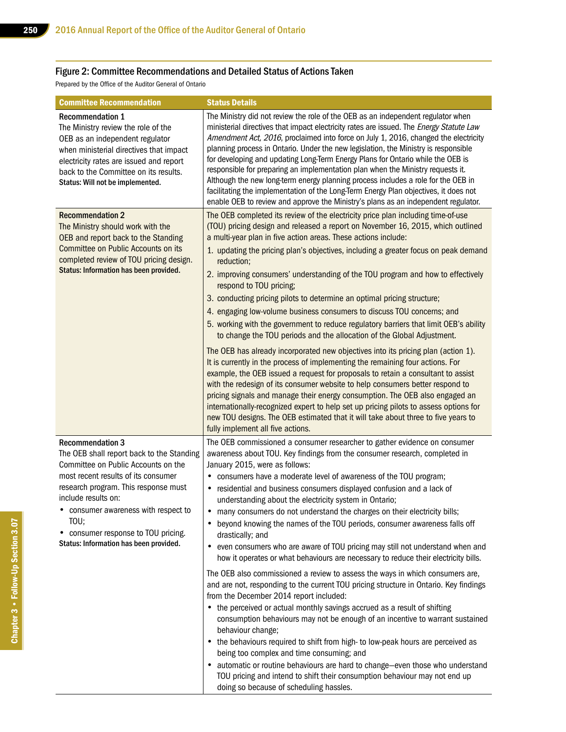### Figure 2: Committee Recommendations and Detailed Status of Actions Taken

Prepared by the Office of the Auditor General of Ontario

| Committee Recommendation | Status Details |
|---|---|
| **Recommendation 1**<br>The Ministry review the role of the OEB as an independent regulator when ministerial directives that impact electricity rates are issued and report back to the Committee on its results.<br>**Status: Will not be implemented.** | The Ministry did not review the role of the OEB as an independent regulator when ministerial directives that impact electricity rates are issued. The *Energy Statute Law Amendment Act, 2016*, proclaimed into force on July 1, 2016, changed the electricity planning process in Ontario. Under the new legislation, the Ministry is responsible for developing and updating Long-Term Energy Plans for Ontario while the OEB is responsible for preparing an implementation plan when the Ministry requests it. Although the new long-term energy planning process includes a role for the OEB in facilitating the implementation of the Long-Term Energy Plan objectives, it does not enable OEB to review and approve the Ministry's plans as an independent regulator. |
| **Recommendation 2**<br>The Ministry should work with the OEB and report back to the Standing Committee on Public Accounts on its completed review of TOU pricing design.<br>**Status: Information has been provided.** | The OEB completed its review of the electricity price plan including time-of-use (TOU) pricing design and released a report on November 16, 2015, which outlined a multi-year plan in five action areas. These actions include:<br>1. updating the pricing plan's objectives, including a greater focus on peak demand reduction;<br>2. improving consumers' understanding of the TOU program and how to effectively respond to TOU pricing;<br>3. conducting pricing pilots to determine an optimal pricing structure;<br>4. engaging low-volume business consumers to discuss TOU concerns; and<br>5. working with the government to reduce regulatory barriers that limit OEB's ability to change the TOU periods and the allocation of the Global Adjustment.<br><br>The OEB has already incorporated new objectives into its pricing plan (action 1). It is currently in the process of implementing the remaining four actions. For example, the OEB issued a request for proposals to retain a consultant to assist with the redesign of its consumer website to help consumers better respond to pricing signals and manage their energy consumption. The OEB also engaged an internationally-recognized expert to help set up pricing pilots to assess options for new TOU designs. The OEB estimated that it will take about three to five years to fully implement all five actions. |
| **Recommendation 3**<br>The OEB shall report back to the Standing Committee on Public Accounts on the most recent results of its consumer research program. This response must include results on:<br>• consumer awareness with respect to TOU;<br>• consumer response to TOU pricing.<br>**Status: Information has been provided.** | The OEB commissioned a consumer researcher to gather evidence on consumer awareness about TOU. Key findings from the consumer research, completed in January 2015, were as follows:<br>• consumers have a moderate level of awareness of the TOU program;<br>• residential and business consumers displayed confusion and a lack of understanding about the electricity system in Ontario;<br>• many consumers do not understand the charges on their electricity bills;<br>• beyond knowing the names of the TOU periods, consumer awareness falls off drastically; and<br>• even consumers who are aware of TOU pricing may still not understand when and how it operates or what behaviours are necessary to reduce their electricity bills.<br><br>The OEB also commissioned a review to assess the ways in which consumers are, and are not, responding to the current TOU pricing structure in Ontario. Key findings from the December 2014 report included:<br>• the perceived or actual monthly savings accrued as a result of shifting consumption behaviours may not be enough of an incentive to warrant sustained behaviour change;<br>• the behaviours required to shift from high- to low-peak hours are perceived as being too complex and time consuming; and<br>• automatic or routine behaviours are hard to change—even those who understand TOU pricing and intend to shift their consumption behaviour may not end up doing so because of scheduling hassles. |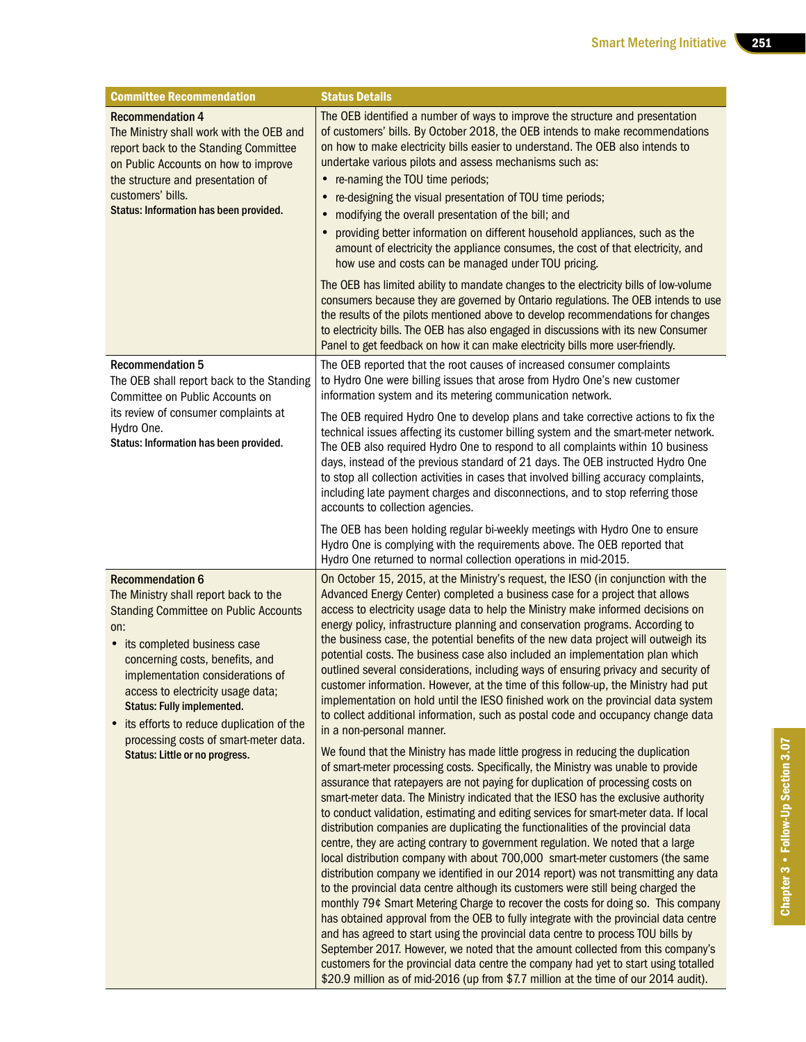| Committee Recommendation | Status Details |
|---|---|
| **Recommendation 4**<br>The Ministry shall work with the OEB and report back to the Standing Committee on Public Accounts on how to improve the structure and presentation of customers' bills.<br>**Status: Information has been provided.** | The OEB identified a number of ways to improve the structure and presentation of customers' bills. By October 2018, the OEB intends to make recommendations on how to make electricity bills easier to understand. The OEB also intends to undertake various pilots and assess mechanisms such as:<br>• re-naming the TOU time periods;<br>• re-designing the visual presentation of TOU time periods;<br>• modifying the overall presentation of the bill; and<br>• providing better information on different household appliances, such as the amount of electricity the appliance consumes, the cost of that electricity, and how use and costs can be managed under TOU pricing.<br><br>The OEB has limited ability to mandate changes to the electricity bills of low-volume consumers because they are governed by Ontario regulations. The OEB intends to use the results of the pilots mentioned above to develop recommendations for changes to electricity bills. The OEB has also engaged in discussions with its new Consumer Panel to get feedback on how it can make electricity bills more user-friendly. |
| **Recommendation 5**<br>The OEB shall report back to the Standing Committee on Public Accounts on its review of consumer complaints at Hydro One.<br>**Status: Information has been provided.** | The OEB reported that the root causes of increased consumer complaints to Hydro One were billing issues that arose from Hydro One's new customer information system and its metering communication network.<br><br>The OEB required Hydro One to develop plans and take corrective actions to fix the technical issues affecting its customer billing system and the smart-meter network. The OEB also required Hydro One to respond to all complaints within 10 business days, instead of the previous standard of 21 days. The OEB instructed Hydro One to stop all collection activities in cases that involved billing accuracy complaints, including late payment charges and disconnections, and to stop referring those accounts to collection agencies.<br><br>The OEB has been holding regular bi-weekly meetings with Hydro One to ensure Hydro One is complying with the requirements above. The OEB reported that Hydro One returned to normal collection operations in mid-2015. |
| **Recommendation 6**<br>The Ministry shall report back to the Standing Committee on Public Accounts on:<br>• its completed business case concerning costs, benefits, and implementation considerations of access to electricity usage data;<br>**Status: Fully implemented.**<br>• its efforts to reduce duplication of the processing costs of smart-meter data.<br>**Status: Little or no progress.** | On October 15, 2015, at the Ministry's request, the IESO (in conjunction with the Advanced Energy Center) completed a business case for a project that allows access to electricity usage data to help the Ministry make informed decisions on energy policy, infrastructure planning and conservation programs. According to the business case, the potential benefits of the new data project will outweigh its potential costs. The business case also included an implementation plan which outlined several considerations, including ways of ensuring privacy and security of customer information. However, at the time of this follow-up, the Ministry had put implementation on hold until the IESO finished work on the provincial data system to collect additional information, such as postal code and occupancy change data in a non-personal manner.<br><br>We found that the Ministry has made little progress in reducing the duplication of smart-meter processing costs. Specifically, the Ministry was unable to provide assurance that ratepayers are not paying for duplication of processing costs on smart-meter data. The Ministry indicated that the IESO has the exclusive authority to conduct validation, estimating and editing services for smart-meter data. If local distribution companies are duplicating the functionalities of the provincial data centre, they are acting contrary to government regulation. We noted that a large local distribution company with about 700,000 smart-meter customers (the same distribution company we identified in our 2014 report) was not transmitting any data to the provincial data centre although its customers were still being charged the monthly 79¢ Smart Metering Charge to recover the costs for doing so. This company has obtained approval from the OEB to fully integrate with the provincial data centre and has agreed to start using the provincial data centre to process TOU bills by September 2017. However, we noted that the amount collected from this company's customers for the provincial data centre the company had yet to start using totalled $20.9 million as of mid-2016 (up from $7.7 million at the time of our 2014 audit). |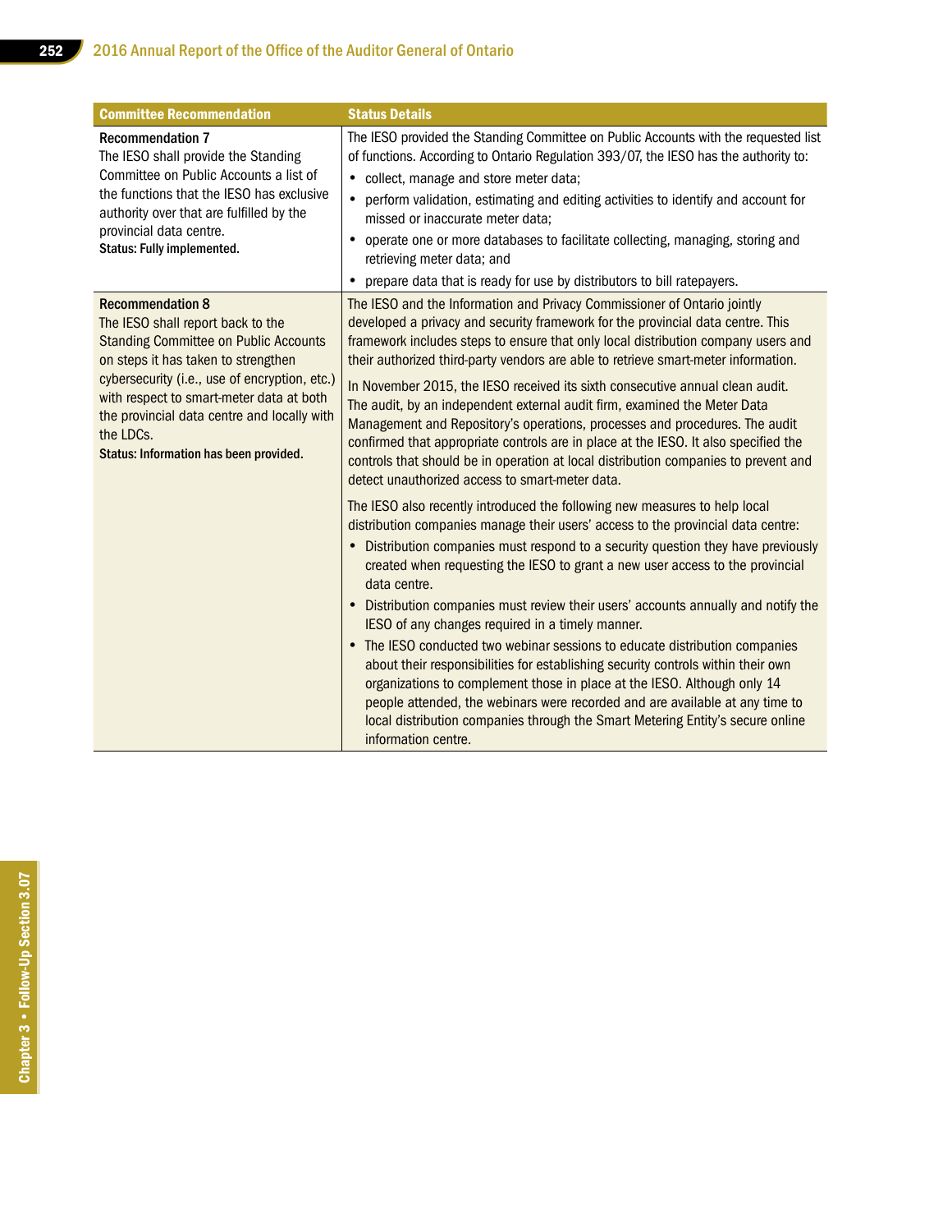| Committee Recommendation | Status Details |
|---|---|
| **Recommendation 7**<br>The IESO shall provide the Standing Committee on Public Accounts a list of the functions that the IESO has exclusive authority over that are fulfilled by the provincial data centre.<br>**Status: Fully implemented.** | The IESO provided the Standing Committee on Public Accounts with the requested list of functions. According to Ontario Regulation 393/07, the IESO has the authority to:<br>• collect, manage and store meter data;<br>• perform validation, estimating and editing activities to identify and account for missed or inaccurate meter data;<br>• operate one or more databases to facilitate collecting, managing, storing and retrieving meter data; and<br>• prepare data that is ready for use by distributors to bill ratepayers. |
| **Recommendation 8**<br>The IESO shall report back to the Standing Committee on Public Accounts on steps it has taken to strengthen cybersecurity (i.e., use of encryption, etc.) with respect to smart-meter data at both the provincial data centre and locally with the LDCs.<br>**Status: Information has been provided.** | The IESO and the Information and Privacy Commissioner of Ontario jointly developed a privacy and security framework for the provincial data centre. This framework includes steps to ensure that only local distribution company users and their authorized third-party vendors are able to retrieve smart-meter information.<br><br>In November 2015, the IESO received its sixth consecutive annual clean audit. The audit, by an independent external audit firm, examined the Meter Data Management and Repository's operations, processes and procedures. The audit confirmed that appropriate controls are in place at the IESO. It also specified the controls that should be in operation at local distribution companies to prevent and detect unauthorized access to smart-meter data.<br><br>The IESO also recently introduced the following new measures to help local distribution companies manage their users' access to the provincial data centre:<br>• Distribution companies must respond to a security question they have previously created when requesting the IESO to grant a new user access to the provincial data centre.<br>• Distribution companies must review their users' accounts annually and notify the IESO of any changes required in a timely manner.<br>• The IESO conducted two webinar sessions to educate distribution companies about their responsibilities for establishing security controls within their own organizations to complement those in place at the IESO. Although only 14 people attended, the webinars were recorded and are available at any time to local distribution companies through the Smart Metering Entity's secure online information centre. |